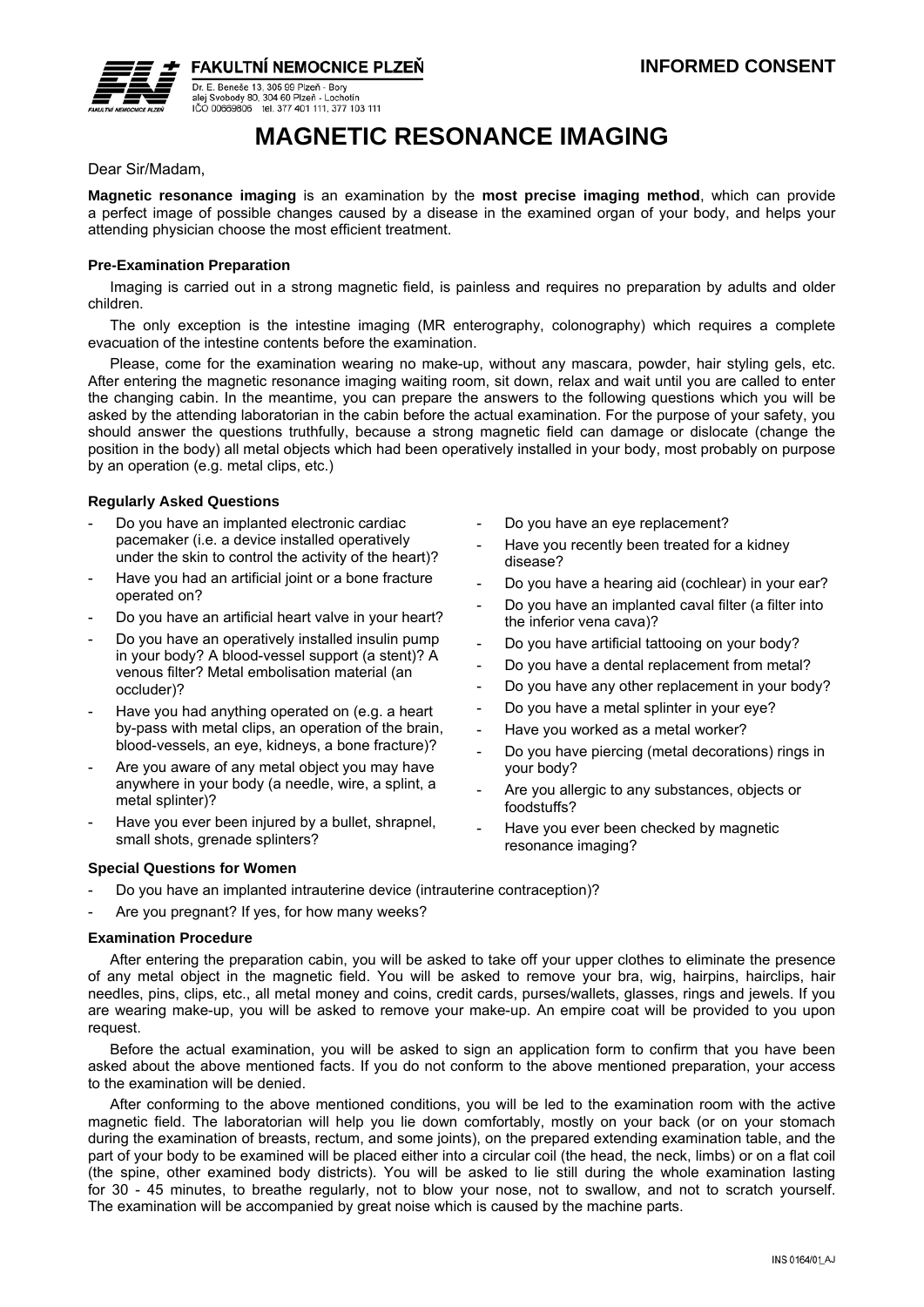**FAKULTNÍ NEMOCNICE PLZEŇ**
Dr. E. Beneše 13, 305 99 Plzeň - Bory
alej Svobody 80, 304 60 Plzeň - Lochotín
IČO 00669806 tel. 377 401 111, 377 103 111

**INFORMED CONSENT**

# MAGNETIC RESONANCE IMAGING

Dear Sir/Madam,

**Magnetic resonance imaging** is an examination by the **most precise imaging method**, which can provide a perfect image of possible changes caused by a disease in the examined organ of your body, and helps your attending physician choose the most efficient treatment.

### Pre-Examination Preparation

Imaging is carried out in a strong magnetic field, is painless and requires no preparation by adults and older children.

The only exception is the intestine imaging (MR enterography, colonography) which requires a complete evacuation of the intestine contents before the examination.

Please, come for the examination wearing no make-up, without any mascara, powder, hair styling gels, etc. After entering the magnetic resonance imaging waiting room, sit down, relax and wait until you are called to enter the changing cabin. In the meantime, you can prepare the answers to the following questions which you will be asked by the attending laboratorian in the cabin before the actual examination. For the purpose of your safety, you should answer the questions truthfully, because a strong magnetic field can damage or dislocate (change the position in the body) all metal objects which had been operatively installed in your body, most probably on purpose by an operation (e.g. metal clips, etc.)

### Regularly Asked Questions

- Do you have an implanted electronic cardiac pacemaker (i.e. a device installed operatively under the skin to control the activity of the heart)?
- Have you had an artificial joint or a bone fracture operated on?
- Do you have an artificial heart valve in your heart?
- Do you have an operatively installed insulin pump in your body? A blood-vessel support (a stent)? A venous filter? Metal embolisation material (an occluder)?
- Have you had anything operated on (e.g. a heart by-pass with metal clips, an operation of the brain, blood-vessels, an eye, kidneys, a bone fracture)?
- Are you aware of any metal object you may have anywhere in your body (a needle, wire, a splint, a metal splinter)?
- Have you ever been injured by a bullet, shrapnel, small shots, grenade splinters?
- Do you have an eye replacement?
- Have you recently been treated for a kidney disease?
- Do you have a hearing aid (cochlear) in your ear?
- Do you have an implanted caval filter (a filter into the inferior vena cava)?
- Do you have artificial tattooing on your body?
- Do you have a dental replacement from metal?
- Do you have any other replacement in your body?
- Do you have a metal splinter in your eye?
- Have you worked as a metal worker?
- Do you have piercing (metal decorations) rings in your body?
- Are you allergic to any substances, objects or foodstuffs?
- Have you ever been checked by magnetic resonance imaging?

### Special Questions for Women

- Do you have an implanted intrauterine device (intrauterine contraception)?
- Are you pregnant? If yes, for how many weeks?

### Examination Procedure

After entering the preparation cabin, you will be asked to take off your upper clothes to eliminate the presence of any metal object in the magnetic field. You will be asked to remove your bra, wig, hairpins, hairclips, hair needles, pins, clips, etc., all metal money and coins, credit cards, purses/wallets, glasses, rings and jewels. If you are wearing make-up, you will be asked to remove your make-up. An empire coat will be provided to you upon request.

Before the actual examination, you will be asked to sign an application form to confirm that you have been asked about the above mentioned facts. If you do not conform to the above mentioned preparation, your access to the examination will be denied.

After conforming to the above mentioned conditions, you will be led to the examination room with the active magnetic field. The laboratorian will help you lie down comfortably, mostly on your back (or on your stomach during the examination of breasts, rectum, and some joints), on the prepared extending examination table, and the part of your body to be examined will be placed either into a circular coil (the head, the neck, limbs) or on a flat coil (the spine, other examined body districts). You will be asked to lie still during the whole examination lasting for 30 - 45 minutes, to breathe regularly, not to blow your nose, not to swallow, and not to scratch yourself. The examination will be accompanied by great noise which is caused by the machine parts.

INS 0164/01_AJ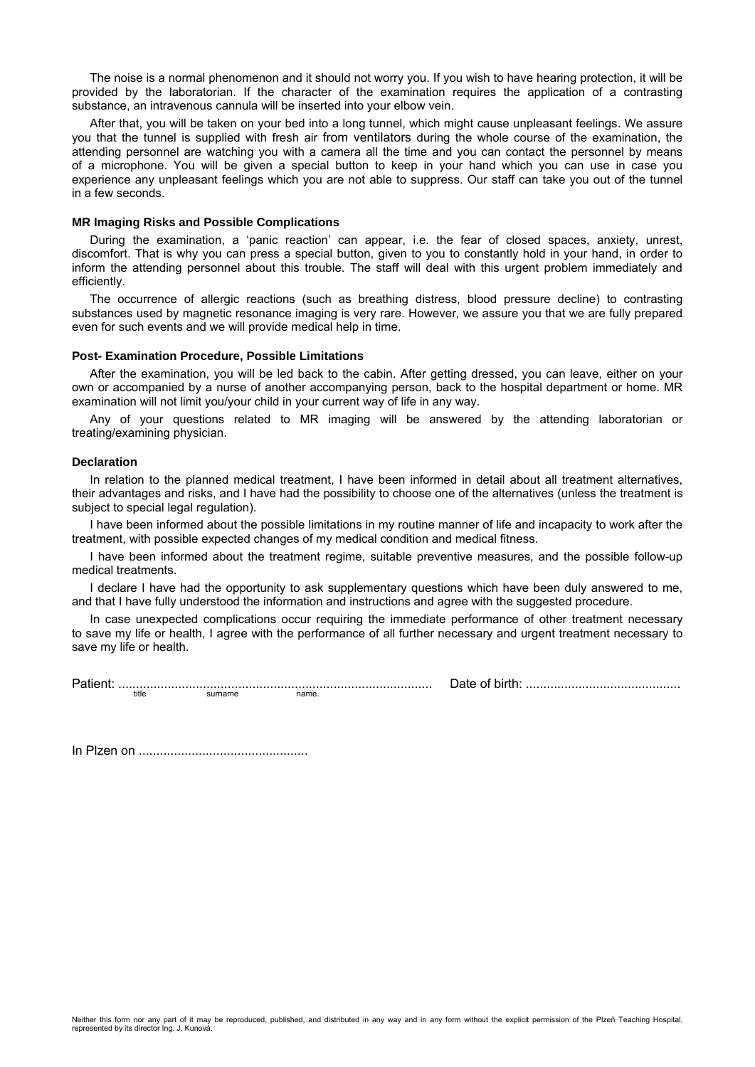The noise is a normal phenomenon and it should not worry you. If you wish to have hearing protection, it will be provided by the laboratorian. If the character of the examination requires the application of a contrasting substance, an intravenous cannula will be inserted into your elbow vein.

After that, you will be taken on your bed into a long tunnel, which might cause unpleasant feelings. We assure you that the tunnel is supplied with fresh air from ventilators during the whole course of the examination, the attending personnel are watching you with a camera all the time and you can contact the personnel by means of a microphone. You will be given a special button to keep in your hand which you can use in case you experience any unpleasant feelings which you are not able to suppress. Our staff can take you out of the tunnel in a few seconds.

### MR Imaging Risks and Possible Complications

During the examination, a 'panic reaction' can appear, i.e. the fear of closed spaces, anxiety, unrest, discomfort. That is why you can press a special button, given to you to constantly hold in your hand, in order to inform the attending personnel about this trouble. The staff will deal with this urgent problem immediately and efficiently.

The occurrence of allergic reactions (such as breathing distress, blood pressure decline) to contrasting substances used by magnetic resonance imaging is very rare. However, we assure you that we are fully prepared even for such events and we will provide medical help in time.

### Post- Examination Procedure, Possible Limitations

After the examination, you will be led back to the cabin. After getting dressed, you can leave, either on your own or accompanied by a nurse of another accompanying person, back to the hospital department or home. MR examination will not limit you/your child in your current way of life in any way.

Any of your questions related to MR imaging will be answered by the attending laboratorian or treating/examining physician.

### Declaration

In relation to the planned medical treatment, I have been informed in detail about all treatment alternatives, their advantages and risks, and I have had the possibility to choose one of the alternatives (unless the treatment is subject to special legal regulation).

I have been informed about the possible limitations in my routine manner of life and incapacity to work after the treatment, with possible expected changes of my medical condition and medical fitness.

I have been informed about the treatment regime, suitable preventive measures, and the possible follow-up medical treatments.

I declare I have had the opportunity to ask supplementary questions which have been duly answered to me, and that I have fully understood the information and instructions and agree with the suggested procedure.

In case unexpected complications occur requiring the immediate performance of other treatment necessary to save my life or health, I agree with the performance of all further necessary and urgent treatment necessary to save my life or health.

Patient: ........................................................................................ Date of birth: ............................................
title surname name.

In Plzen on ................................................

Neither this form nor any part of it may be reproduced, published, and distributed in any way and in any form without the explicit permission of the Plzeň Teaching Hospital, represented by its director Ing. J. Kunová.